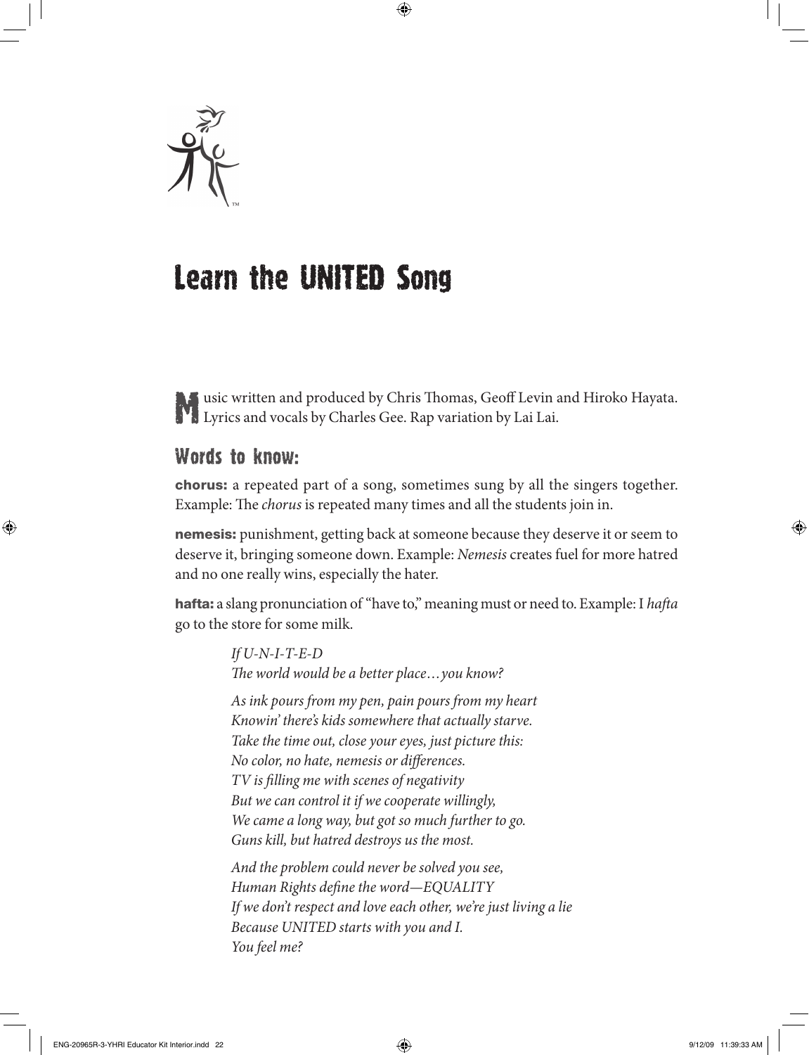# Learn the UNITED Song

Music written and produced by Chris Thomas, Geoff Levin and Hiroko Hayata. Lyrics and vocals by Charles Gee. Rap variation by Lai Lai.

## Words to know:

**chorus:** a repeated part of a song, sometimes sung by all the singers together. Example: The *chorus* is repeated many times and all the students join in.

**nemesis:** punishment, getting back at someone because they deserve it or seem to deserve it, bringing someone down. Example: *Nemesis* creates fuel for more hatred and no one really wins, especially the hater.

**hafta:** a slang pronunciation of "have to," meaning must or need to. Example: I *hafta* go to the store for some milk.

*If U-N-I-T-E-D*
*The world would be a better place…you know?*

*As ink pours from my pen, pain pours from my heart*
*Knowin' there's kids somewhere that actually starve.*
*Take the time out, close your eyes, just picture this:*
*No color, no hate, nemesis or differences.*
*TV is filling me with scenes of negativity*
*But we can control it if we cooperate willingly,*
*We came a long way, but got so much further to go.*
*Guns kill, but hatred destroys us the most.*

*And the problem could never be solved you see,*
*Human Rights define the word—EQUALITY*
*If we don't respect and love each other, we're just living a lie*
*Because UNITED starts with you and I.*
*You feel me?*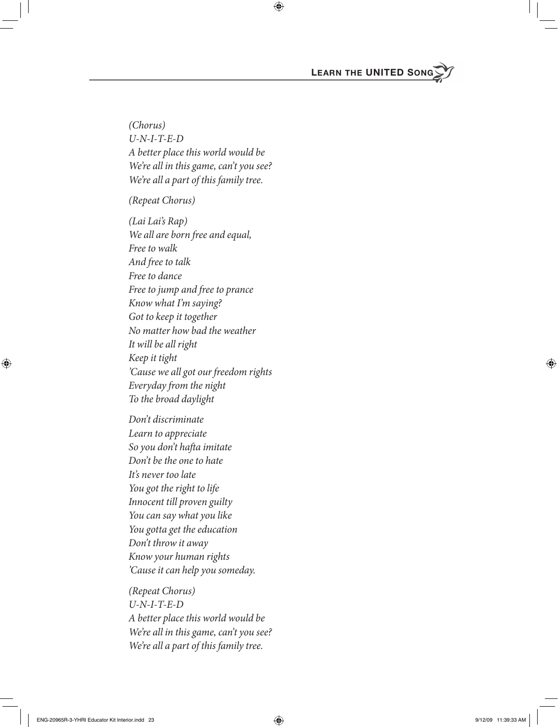*(Chorus)*
*U-N-I-T-E-D*
*A better place this world would be*
*We're all in this game, can't you see?*
*We're all a part of this family tree.*

*(Repeat Chorus)*

*(Lai Lai's Rap)*
*We all are born free and equal,*
*Free to walk*
*And free to talk*
*Free to dance*
*Free to jump and free to prance*
*Know what I'm saying?*
*Got to keep it together*
*No matter how bad the weather*
*It will be all right*
*Keep it tight*
*'Cause we all got our freedom rights*
*Everyday from the night*
*To the broad daylight*

*Don't discriminate*
*Learn to appreciate*
*So you don't hafta imitate*
*Don't be the one to hate*
*It's never too late*
*You got the right to life*
*Innocent till proven guilty*
*You can say what you like*
*You gotta get the education*
*Don't throw it away*
*Know your human rights*
*'Cause it can help you someday.*

*(Repeat Chorus)*
*U-N-I-T-E-D*
*A better place this world would be*
*We're all in this game, can't you see?*
*We're all a part of this family tree.*